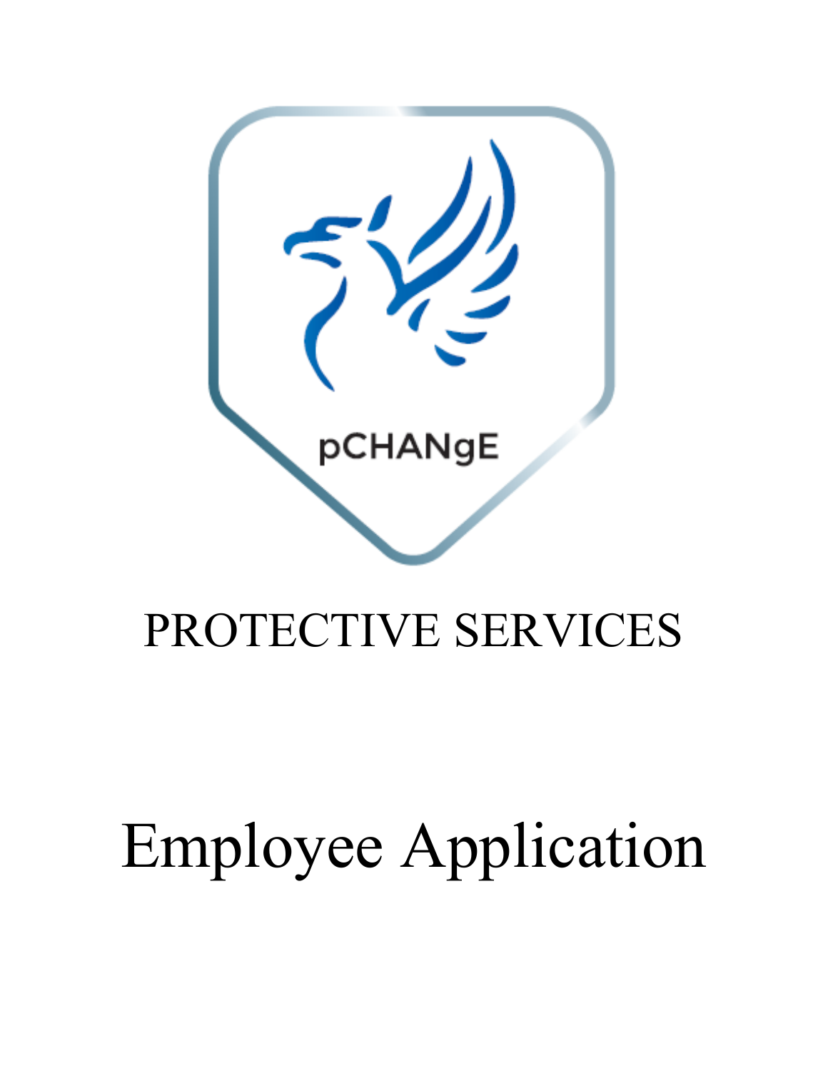pCHANgE

# PROTECTIVE SERVICES

# Employee Application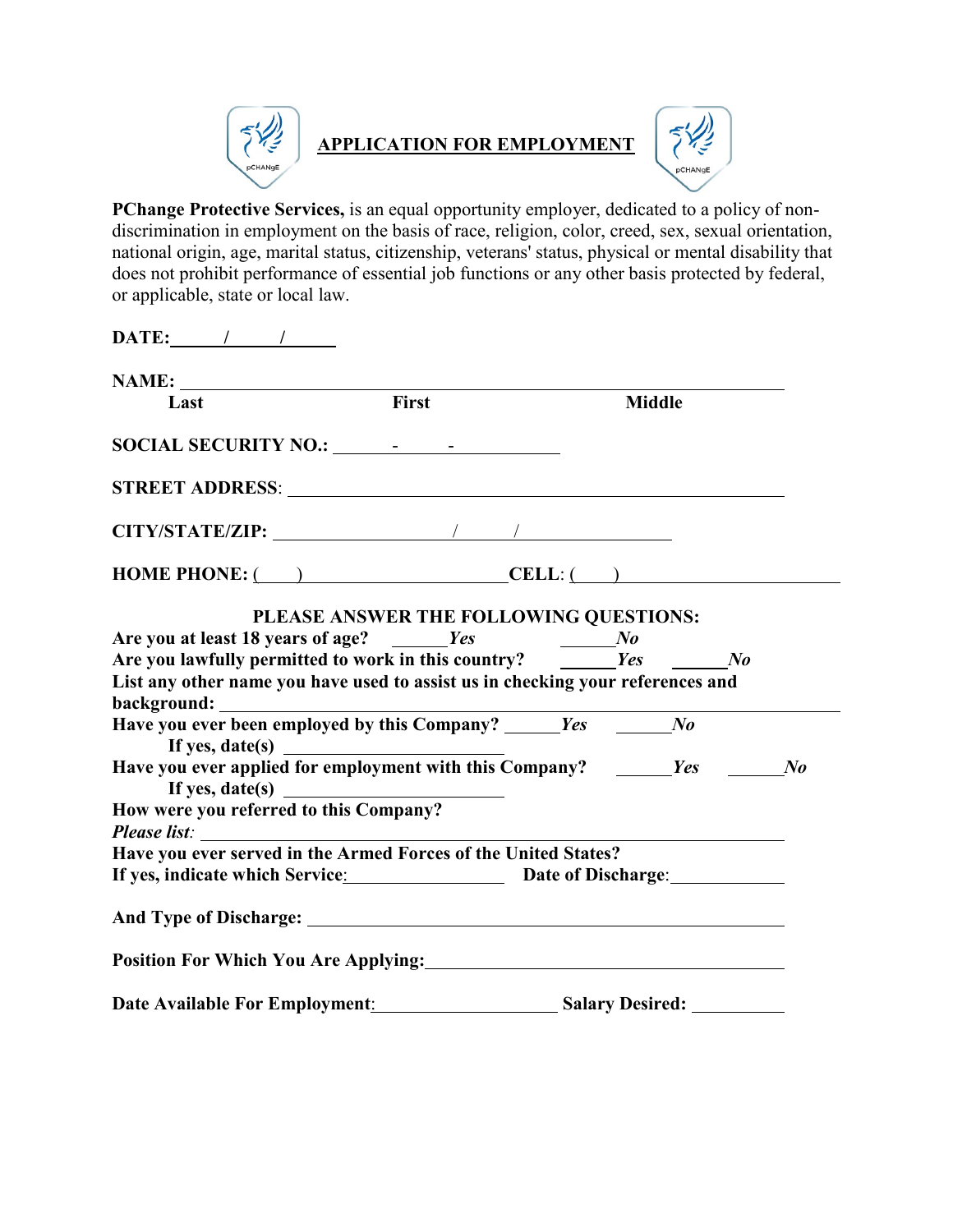# APPLICATION FOR EMPLOYMENT

**PChange Protective Services,** is an equal opportunity employer, dedicated to a policy of non-discrimination in employment on the basis of race, religion, color, creed, sex, sexual orientation, national origin, age, marital status, citizenship, veterans' status, physical or mental disability that does not prohibit performance of essential job functions or any other basis protected by federal, or applicable, state or local law.

**DATE:** ______/______/______

**NAME:** ____________________________________________________________

**Last** **First** **Middle**

**SOCIAL SECURITY NO.:** ________-________-____________

**STREET ADDRESS**: ____________________________________________________

**CITY/STATE/ZIP:** ____________________/________/__________________

**HOME PHONE:** (____)______________________ **CELL**: (____)______________________

**PLEASE ANSWER THE FOLLOWING QUESTIONS:**

**Are you at least 18 years of age?** ______***Yes*** ______***No***

**Are you lawfully permitted to work in this country?** ______***Yes*** ______***No***

**List any other name you have used to assist us in checking your references and background:** ____________________________________________________________

**Have you ever been employed by this Company?** ______***Yes*** ______***No***

**If yes, date(s)** ________________________

**Have you ever applied for employment with this Company?** ______***Yes*** ______***No***

**If yes, date(s)** ________________________

**How were you referred to this Company?**

***Please list***: ____________________________________________________________

**Have you ever served in the Armed Forces of the United States?**

**If yes, indicate which Service**: __________________ **Date of Discharge**: ____________

**And Type of Discharge:** ____________________________________________________

**Position For Which You Are Applying:** ________________________________________

**Date Available For Employment**: ____________________ **Salary Desired:** __________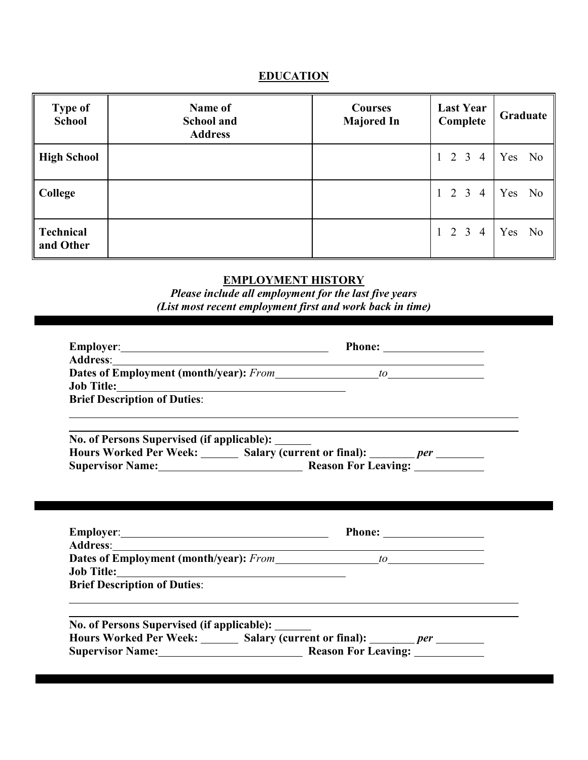## EDUCATION

| Type of School | Name of School and Address | Courses Majored In | Last Year Complete | Graduate |
|---|---|---|---|---|
| **High School** | | | 1 2 3 4 | Yes No |
| **College** | | | 1 2 3 4 | Yes No |
| **Technical and Other** | | | 1 2 3 4 | Yes No |

## EMPLOYMENT HISTORY

***Please include all employment for the last five years***
***(List most recent employment first and work back in time)***

---

**Employer**:_____________________________________ **Phone:** __________________
**Address**:___________________________________________________________________
**Dates of Employment (month/year):** *From*__________________ *to*_________________
**Job Title:**_________________________________________
**Brief Description of Duties**:

_______________________________________________________________________________
_______________________________________________________________________________

**No. of Persons Supervised (if applicable):** ______
**Hours Worked Per Week:** _______ **Salary (current or final):** ________ ***per*** _________
**Supervisor Name:**__________________________ **Reason For Leaving:** ____________

---

**Employer**:_____________________________________ **Phone:** __________________
**Address**:___________________________________________________________________
**Dates of Employment (month/year):** *From*__________________ *to*_________________
**Job Title:**_________________________________________
**Brief Description of Duties**:

_______________________________________________________________________________
_______________________________________________________________________________

**No. of Persons Supervised (if applicable):** ______
**Hours Worked Per Week:** _______ **Salary (current or final):** ________ ***per*** _________
**Supervisor Name:**__________________________ **Reason For Leaving:** ____________

---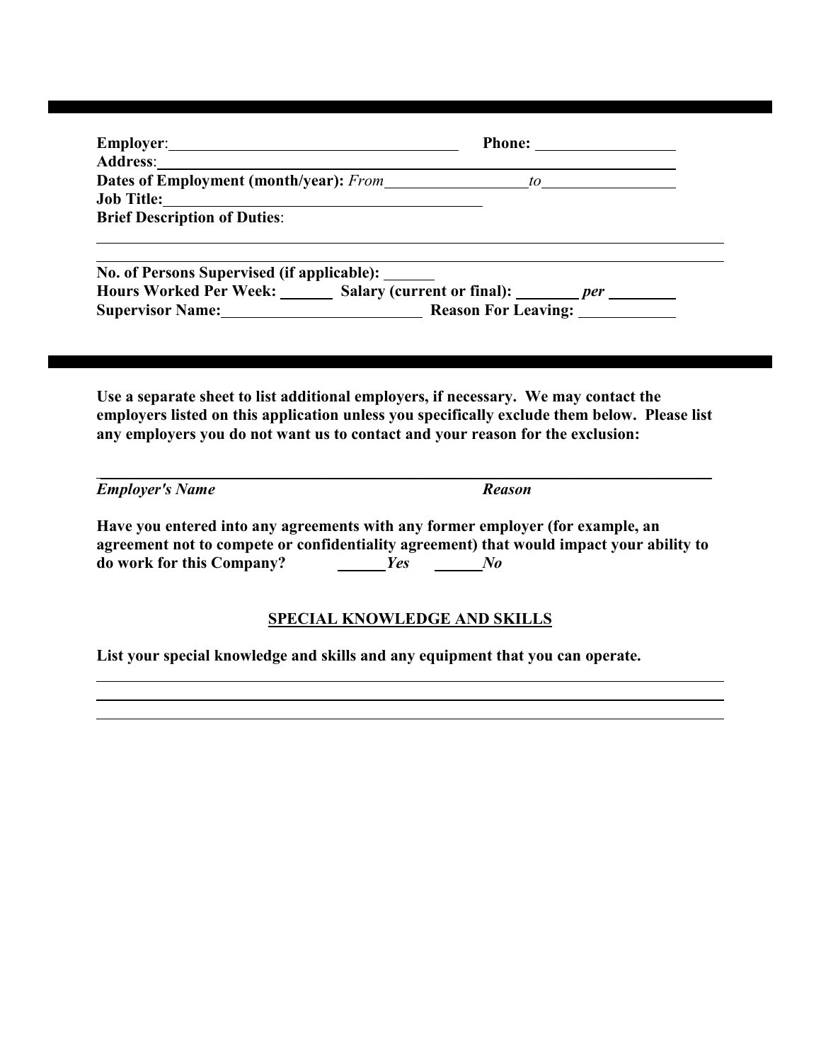---

**Employer**: ____________________________________ **Phone:** _________________
**Address**: ____________________________________________________________
**Dates of Employment (month/year):** *From* _________________ *to* ________________
**Job Title:** ________________________________________
**Brief Description of Duties**:

______________________________________________________________________________
______________________________________________________________________________

**No. of Persons Supervised (if applicable):** ______
**Hours Worked Per Week:** ______ **Salary (current or final):** ________ *per* ________
**Supervisor Name:** _________________________ **Reason For Leaving:** ____________

---

**Use a separate sheet to list additional employers, if necessary. We may contact the employers listed on this application unless you specifically exclude them below. Please list any employers you do not want us to contact and your reason for the exclusion:**

______________________________________________________________________________
***Employer's Name*** ***Reason***

**Have you entered into any agreements with any former employer (for example, an agreement not to compete or confidentiality agreement) that would impact your ability to do work for this Company?** ______ ***Yes*** ______ ***No***

## SPECIAL KNOWLEDGE AND SKILLS

**List your special knowledge and skills and any equipment that you can operate.**

______________________________________________________________________________
______________________________________________________________________________
______________________________________________________________________________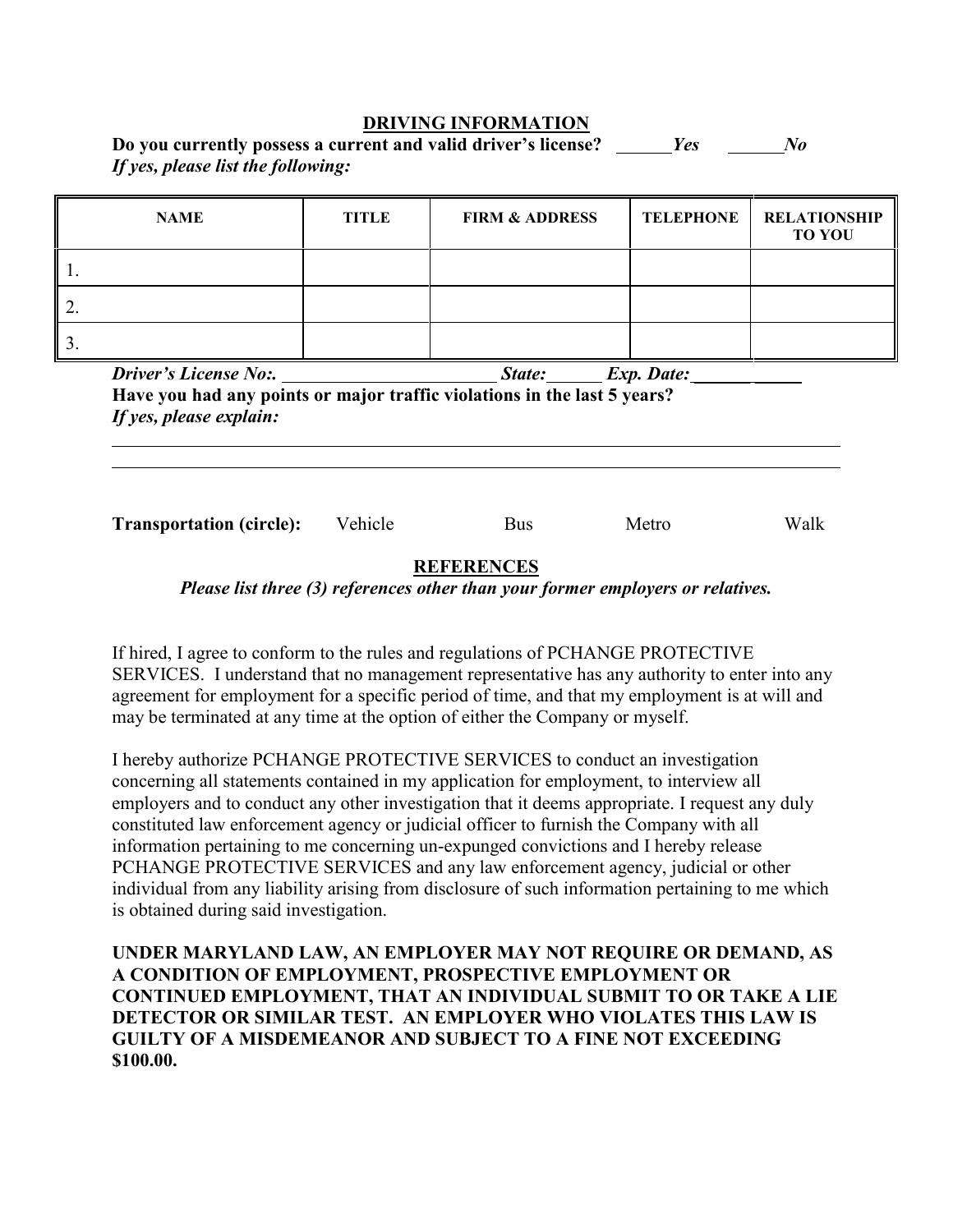## DRIVING INFORMATION

**Do you currently possess a current and valid driver's license?** ______***Yes*** ______***No***

***If yes, please list the following:***

| NAME | TITLE | FIRM & ADDRESS | TELEPHONE | RELATIONSHIP TO YOU |
|---|---|---|---|---|
| 1. | | | | |
| 2. | | | | |
| 3. | | | | |

***Driver's License No:.*** ________________________ ***State:***______ ***Exp. Date:*** ______ _____

**Have you had any points or major traffic violations in the last 5 years?**

***If yes, please explain:***

_______________________________________________________________________________

_______________________________________________________________________________

**Transportation (circle):** Vehicle Bus Metro Walk

## REFERENCES

***Please list three (3) references other than your former employers or relatives.***

If hired, I agree to conform to the rules and regulations of PCHANGE PROTECTIVE SERVICES. I understand that no management representative has any authority to enter into any agreement for employment for a specific period of time, and that my employment is at will and may be terminated at any time at the option of either the Company or myself.

I hereby authorize PCHANGE PROTECTIVE SERVICES to conduct an investigation concerning all statements contained in my application for employment, to interview all employers and to conduct any other investigation that it deems appropriate. I request any duly constituted law enforcement agency or judicial officer to furnish the Company with all information pertaining to me concerning un-expunged convictions and I hereby release PCHANGE PROTECTIVE SERVICES and any law enforcement agency, judicial or other individual from any liability arising from disclosure of such information pertaining to me which is obtained during said investigation.

**UNDER MARYLAND LAW, AN EMPLOYER MAY NOT REQUIRE OR DEMAND, AS A CONDITION OF EMPLOYMENT, PROSPECTIVE EMPLOYMENT OR CONTINUED EMPLOYMENT, THAT AN INDIVIDUAL SUBMIT TO OR TAKE A LIE DETECTOR OR SIMILAR TEST. AN EMPLOYER WHO VIOLATES THIS LAW IS GUILTY OF A MISDEMEANOR AND SUBJECT TO A FINE NOT EXCEEDING $100.00.**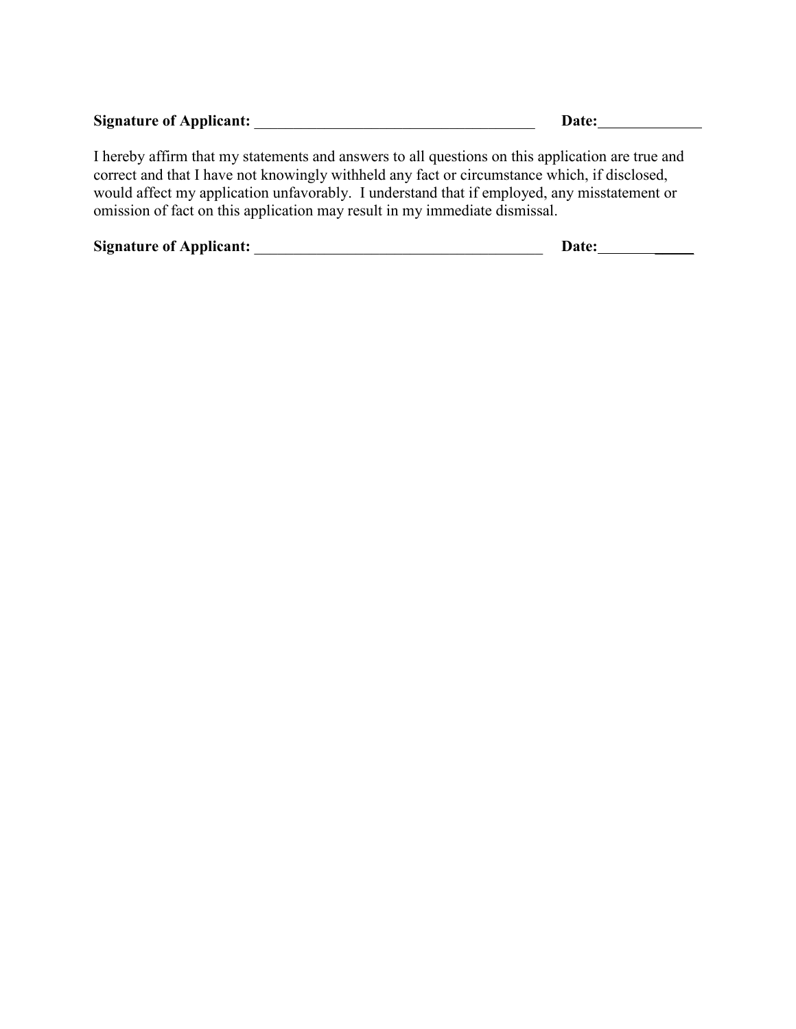**Signature of Applicant:** _____________________________________ **Date:**_____________

I hereby affirm that my statements and answers to all questions on this application are true and correct and that I have not knowingly withheld any fact or circumstance which, if disclosed, would affect my application unfavorably. I understand that if employed, any misstatement or omission of fact on this application may result in my immediate dismissal.

**Signature of Applicant:** ______________________________________ **Date:**_____________